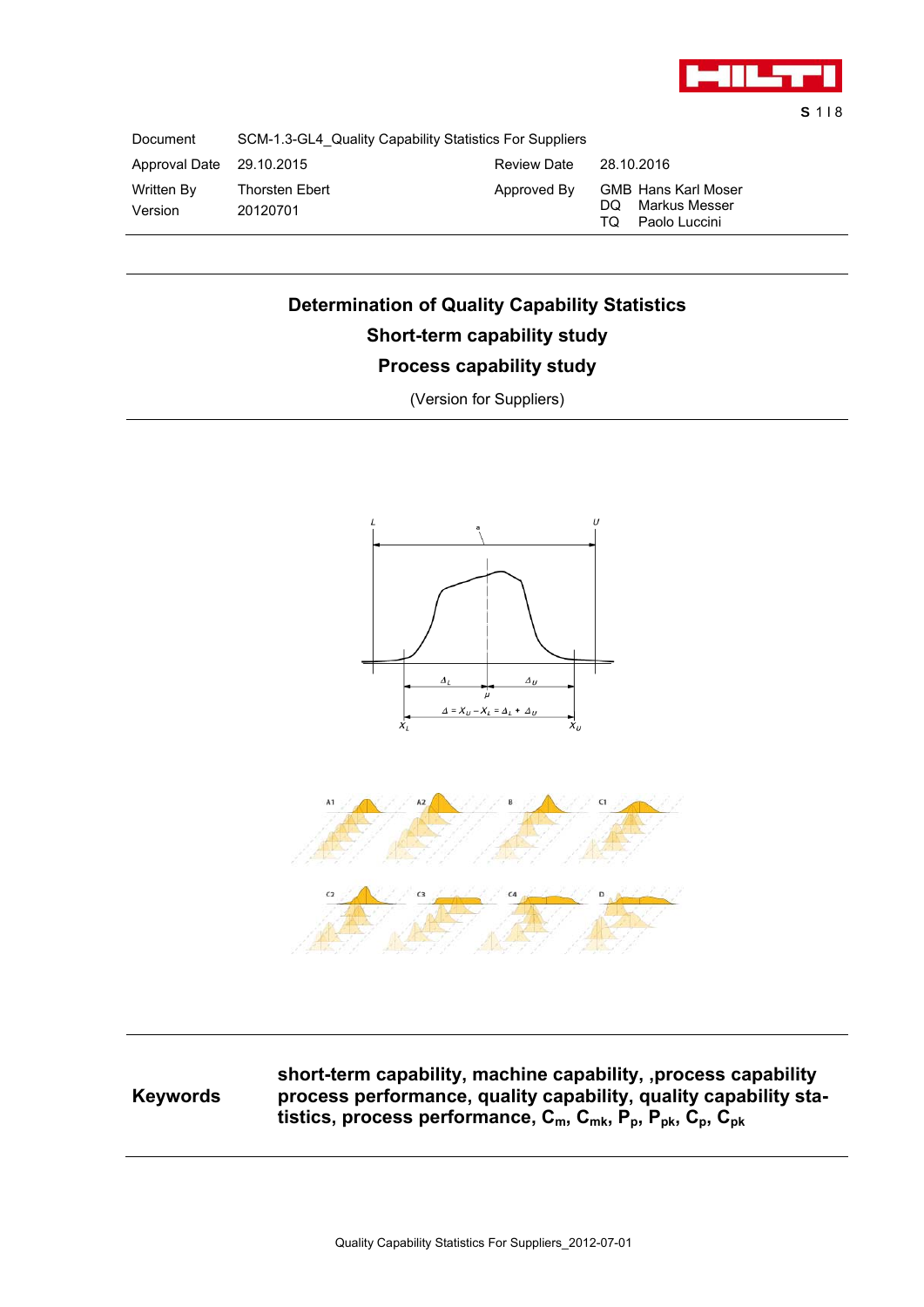| Document | SCM-1.3-GL4_Quality Capability Statistics For Suppliers | | |
|---|---|---|---|
| Approval Date | 29.10.2015 | Review Date | 28.10.2016 |
| Written By | Thorsten Ebert | Approved By | GMB Hans Karl Moser |
| Version | 20120701 | | DQ Markus Messer |
| | | | TQ Paolo Luccini |

# Determination of Quality Capability Statistics

## Short-term capability study

## Process capability study

(Version for Suppliers)

**Keywords** **short-term capability, machine capability, ,process capability process performance, quality capability, quality capability statistics, process performance, $C_m$, $C_{mk}$, $P_p$, $P_{pk}$, $C_p$, $C_{pk}$**

Quality Capability Statistics For Suppliers_2012-07-01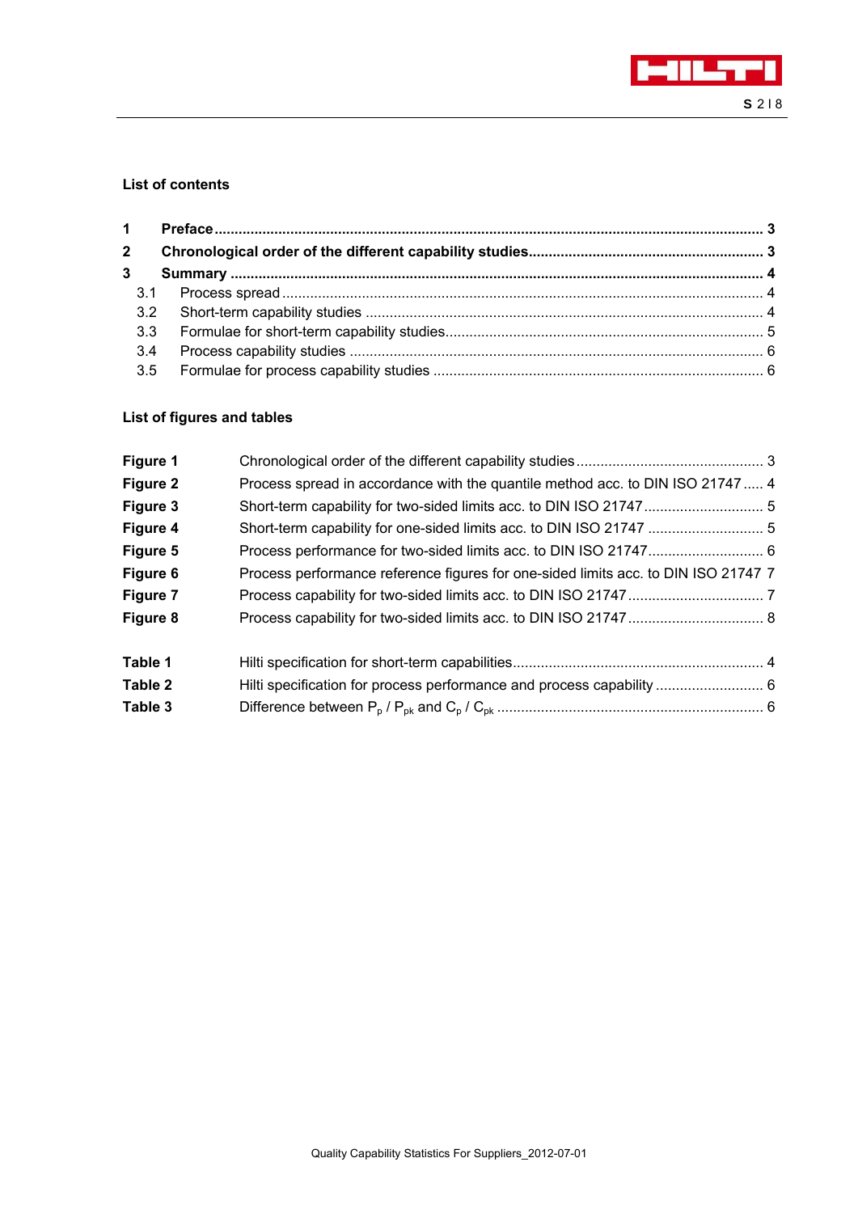**List of contents**

| | | |
|---|---|---|
| **1** | **Preface** | **3** |
| **2** | **Chronological order of the different capability studies** | **3** |
| **3** | **Summary** | **4** |
| 3.1 | Process spread | 4 |
| 3.2 | Short-term capability studies | 4 |
| 3.3 | Formulae for short-term capability studies | 5 |
| 3.4 | Process capability studies | 6 |
| 3.5 | Formulae for process capability studies | 6 |

**List of figures and tables**

| | | |
|---|---|---|
| **Figure 1** | Chronological order of the different capability studies | 3 |
| **Figure 2** | Process spread in accordance with the quantile method acc. to DIN ISO 21747 | 4 |
| **Figure 3** | Short-term capability for two-sided limits acc. to DIN ISO 21747 | 5 |
| **Figure 4** | Short-term capability for one-sided limits acc. to DIN ISO 21747 | 5 |
| **Figure 5** | Process performance for two-sided limits acc. to DIN ISO 21747 | 6 |
| **Figure 6** | Process performance reference figures for one-sided limits acc. to DIN ISO 21747 | 7 |
| **Figure 7** | Process capability for two-sided limits acc. to DIN ISO 21747 | 7 |
| **Figure 8** | Process capability for two-sided limits acc. to DIN ISO 21747 | 8 |
| **Table 1** | Hilti specification for short-term capabilities | 4 |
| **Table 2** | Hilti specification for process performance and process capability | 6 |
| **Table 3** | Difference between $P_p$ / $P_{pk}$ and $C_p$ / $C_{pk}$ | 6 |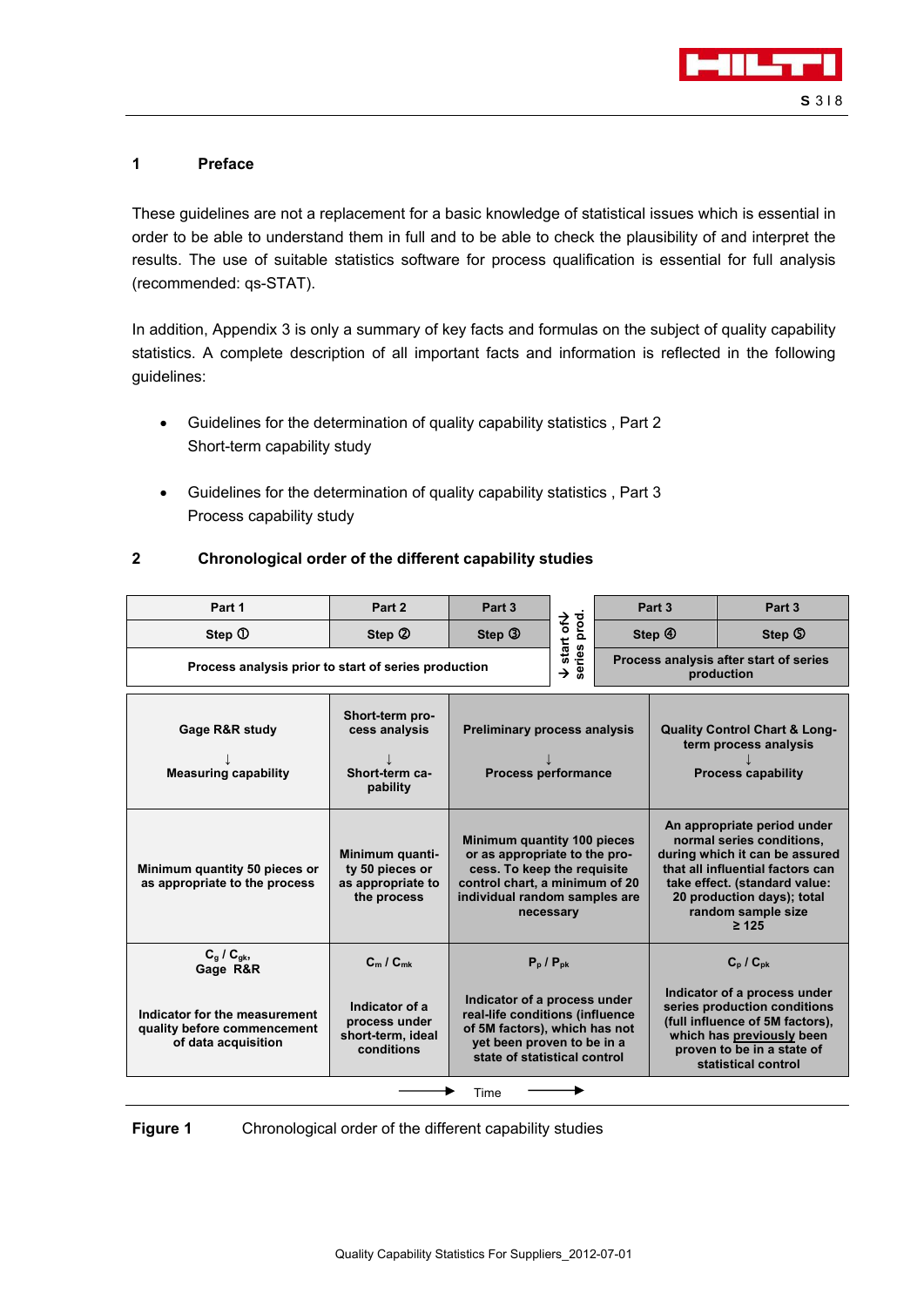## 1 Preface

These guidelines are not a replacement for a basic knowledge of statistical issues which is essential in order to be able to understand them in full and to be able to check the plausibility of and interpret the results. The use of suitable statistics software for process qualification is essential for full analysis (recommended: qs-STAT).

In addition, Appendix 3 is only a summary of key facts and formulas on the subject of quality capability statistics. A complete description of all important facts and information is reflected in the following guidelines:

- Guidelines for the determination of quality capability statistics , Part 2
  Short-term capability study

- Guidelines for the determination of quality capability statistics , Part 3
  Process capability study

## 2 Chronological order of the different capability studies

| Part 1 | Part 2 | Part 3 | → start of series prod. → | Part 3 | Part 3 |
|---|---|---|---|---|---|
| Step ① | Step ② | Step ③ | | Step ④ | Step ⑤ |
| Process analysis prior to start of series production | | | | Process analysis after start of series production | |
| Gage R&R study<br>↓<br>Measuring capability | Short-term process analysis<br>↓<br>Short-term capability | Preliminary process analysis<br>↓<br>Process performance | | Quality Control Chart & Long-term process analysis<br>↓<br>Process capability | |
| Minimum quantity 50 pieces or as appropriate to the process | Minimum quantity 50 pieces or as appropriate to the process | Minimum quantity 100 pieces or as appropriate to the process. To keep the requisite control chart, a minimum of 20 individual random samples are necessary | | An appropriate period under normal series conditions, during which it can be assured that all influential factors can take effect. (standard value: 20 production days); total random sample size ≥ 125 | |
| $C_g$ / $C_{gk}$, Gage R&R<br><br>Indicator for the measurement quality before commencement of data acquisition | $C_m$ / $C_{mk}$<br><br>Indicator of a process under short-term, ideal conditions | $P_p$ / $P_{pk}$<br><br>Indicator of a process under real-life conditions (influence of 5M factors), which has not yet been proven to be in a state of statistical control | | $C_p$ / $C_{pk}$<br><br>Indicator of a process under series production conditions (full influence of 5M factors), which has previously been proven to be in a state of statistical control | |

→ Time →

**Figure 1** Chronological order of the different capability studies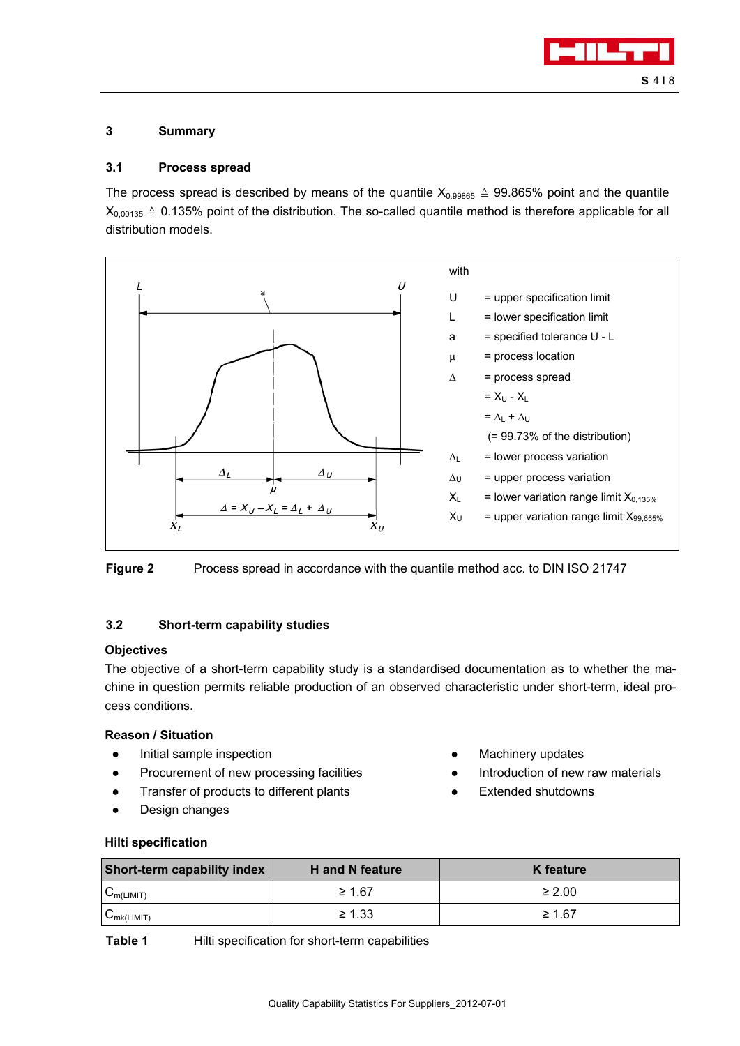## 3 Summary

### 3.1 Process spread

The process spread is described by means of the quantile $X_{0.99865} \triangleq$ 99.865% point and the quantile $X_{0,00135} \triangleq$ 0.135% point of the distribution. The so-called quantile method is therefore applicable for all distribution models.

with

- U = upper specification limit
- L = lower specification limit
- a = specified tolerance U - L
- μ = process location
- Δ = process spread
  - $= X_U - X_L$
  - $= \Delta_L + \Delta_U$
  - (= 99.73% of the distribution)
- $\Delta_L$ = lower process variation
- $\Delta_U$ = upper process variation
- $X_L$ = lower variation range limit $X_{0,135\%}$
- $X_U$ = upper variation range limit $X_{99,655\%}$

**Figure 2** Process spread in accordance with the quantile method acc. to DIN ISO 21747

### 3.2 Short-term capability studies

**Objectives**

The objective of a short-term capability study is a standardised documentation as to whether the machine in question permits reliable production of an observed characteristic under short-term, ideal process conditions.

**Reason / Situation**

- Initial sample inspection
- Procurement of new processing facilities
- Transfer of products to different plants
- Design changes
- Machinery updates
- Introduction of new raw materials
- Extended shutdowns

**Hilti specification**

| Short-term capability index | H and N feature | K feature |
|---|---|---|
| $C_{m(LIMIT)}$ | ≥ 1.67 | ≥ 2.00 |
| $C_{mk(LIMIT)}$ | ≥ 1.33 | ≥ 1.67 |

**Table 1** Hilti specification for short-term capabilities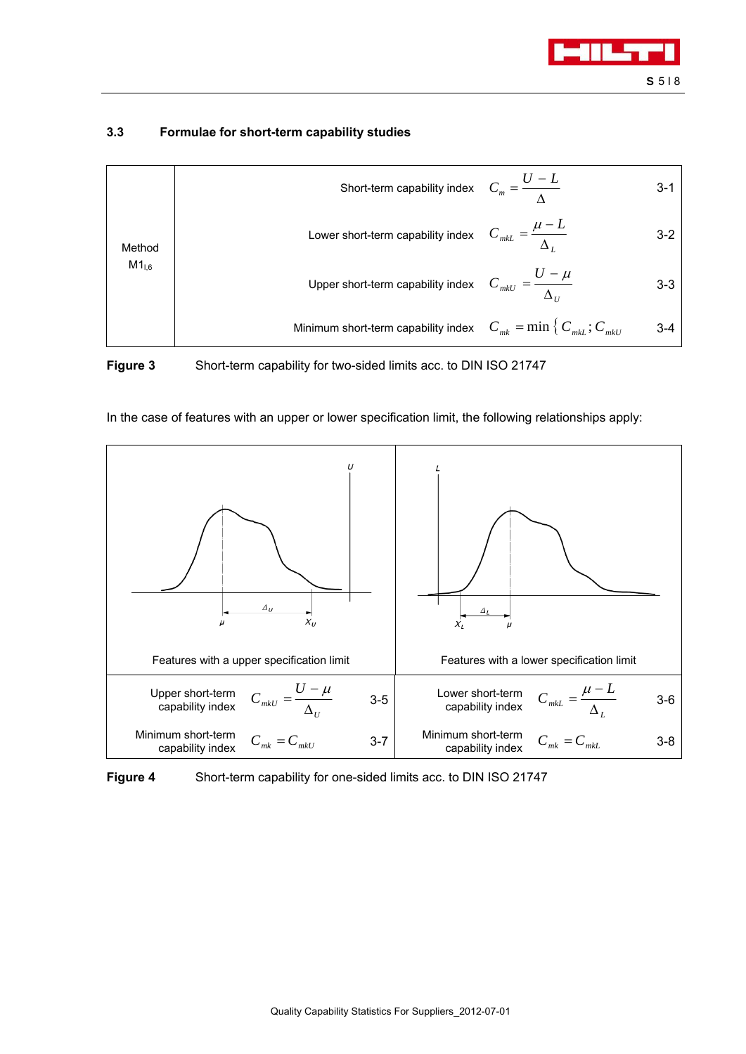### 3.3 Formulae for short-term capability studies

| Method | | | |
|---|---|---|---|
| Method $M1_{I,6}$ | Short-term capability index | $C_m = \dfrac{U - L}{\Delta}$ | 3-1 |
| | Lower short-term capability index | $C_{mkL} = \dfrac{\mu - L}{\Delta_L}$ | 3-2 |
| | Upper short-term capability index | $C_{mkU} = \dfrac{U - \mu}{\Delta_U}$ | 3-3 |
| | Minimum short-term capability index | $C_{mk} = \min\{C_{mkL}; C_{mkU}$ | 3-4 |

**Figure 3** Short-term capability for two-sided limits acc. to DIN ISO 21747

In the case of features with an upper or lower specification limit, the following relationships apply:

| Features with a upper specification limit | | | Features with a lower specification limit | | |
|---|---|---|---|---|---|
| Upper short-term capability index | $C_{mkU} = \dfrac{U - \mu}{\Delta_U}$ | 3-5 | Lower short-term capability index | $C_{mkL} = \dfrac{\mu - L}{\Delta_L}$ | 3-6 |
| Minimum short-term capability index | $C_{mk} = C_{mkU}$ | 3-7 | Minimum short-term capability index | $C_{mk} = C_{mkL}$ | 3-8 |

**Figure 4** Short-term capability for one-sided limits acc. to DIN ISO 21747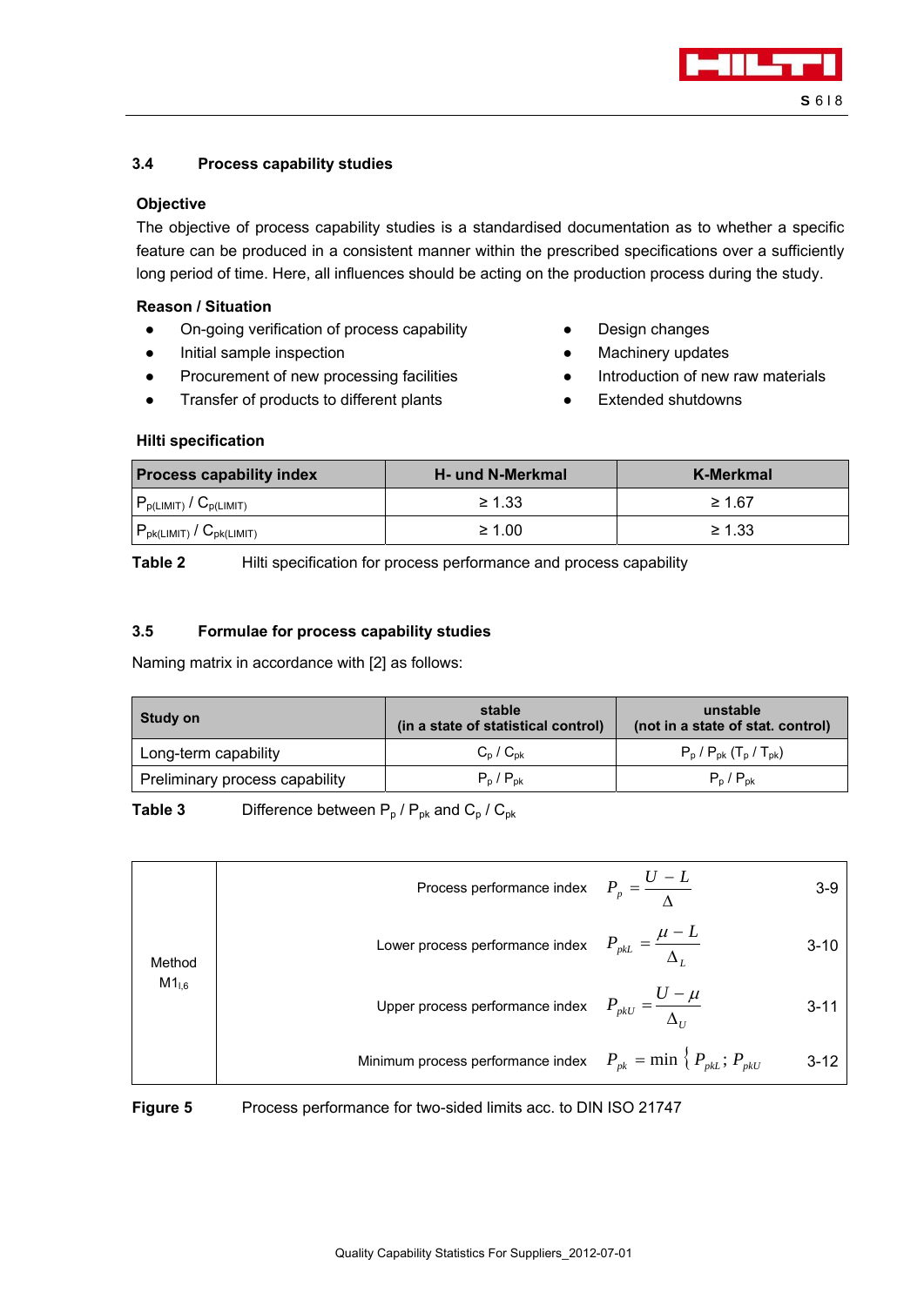### 3.4 Process capability studies

**Objective**

The objective of process capability studies is a standardised documentation as to whether a specific feature can be produced in a consistent manner within the prescribed specifications over a sufficiently long period of time. Here, all influences should be acting on the production process during the study.

**Reason / Situation**

- On-going verification of process capability
- Initial sample inspection
- Procurement of new processing facilities
- Transfer of products to different plants
- Design changes
- Machinery updates
- Introduction of new raw materials
- Extended shutdowns

**Hilti specification**

| Process capability index | H- und N-Merkmal | K-Merkmal |
|---|---|---|
| $P_{p(LIMIT)}$ / $C_{p(LIMIT)}$ | ≥ 1.33 | ≥ 1.67 |
| $P_{pk(LIMIT)}$ / $C_{pk(LIMIT)}$ | ≥ 1.00 | ≥ 1.33 |

**Table 2** Hilti specification for process performance and process capability

### 3.5 Formulae for process capability studies

Naming matrix in accordance with [2] as follows:

| Study on | stable (in a state of statistical control) | unstable (not in a state of stat. control) |
|---|---|---|
| Long-term capability | $C_p$ / $C_{pk}$ | $P_p$ / $P_{pk}$ ($T_p$ / $T_{pk}$) |
| Preliminary process capability | $P_p$ / $P_{pk}$ | $P_p$ / $P_{pk}$ |

**Table 3** Difference between $P_p$ / $P_{pk}$ and $C_p$ / $C_{pk}$

Method $M1_{l,6}$

Process performance index $$P_p = \frac{U - L}{\Delta} \quad (3\text{-}9)$$

Lower process performance index $$P_{pkL} = \frac{\mu - L}{\Delta_L} \quad (3\text{-}10)$$

Upper process performance index $$P_{pkU} = \frac{U - \mu}{\Delta_U} \quad (3\text{-}11)$$

Minimum process performance index $$P_{pk} = \min\left\{ P_{pkL} ; P_{pkU} \right\} \quad (3\text{-}12)$$

**Figure 5** Process performance for two-sided limits acc. to DIN ISO 21747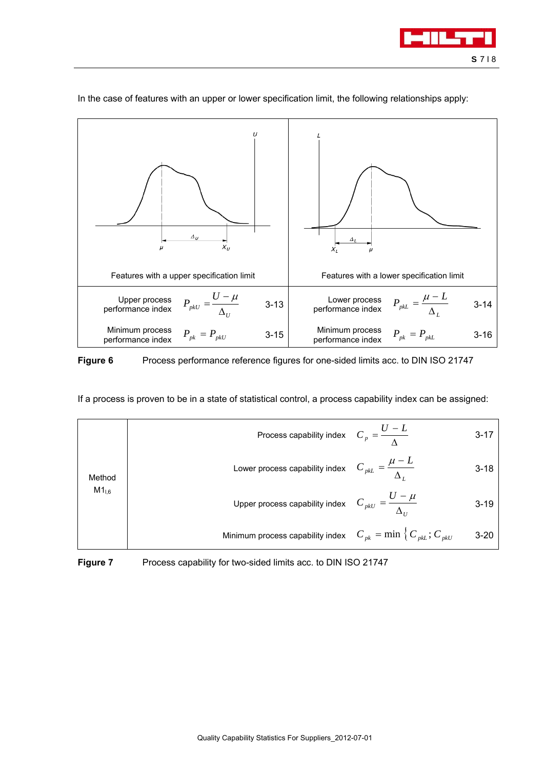In the case of features with an upper or lower specification limit, the following relationships apply:

| Features with a upper specification limit | | | Features with a lower specification limit | | |
|---|---|---|---|---|---|
| Upper process performance index | $P_{pkU} = \frac{U - \mu}{\Delta_U}$ | 3-13 | Lower process performance index | $P_{pkL} = \frac{\mu - L}{\Delta_L}$ | 3-14 |
| Minimum process performance index | $P_{pk} = P_{pkU}$ | 3-15 | Minimum process performance index | $P_{pk} = P_{pkL}$ | 3-16 |

**Figure 6** Process performance reference figures for one-sided limits acc. to DIN ISO 21747

If a process is proven to be in a state of statistical control, a process capability index can be assigned:

| Method | Index | Formula | No. |
|---|---|---|---|
| Method $M1_{l,6}$ | Process capability index | $C_p = \frac{U - L}{\Delta}$ | 3-17 |
| | Lower process capability index | $C_{pkL} = \frac{\mu - L}{\Delta_L}$ | 3-18 |
| | Upper process capability index | $C_{pkU} = \frac{U - \mu}{\Delta_U}$ | 3-19 |
| | Minimum process capability index | $C_{pk} = \min \{ C_{pkL} ; C_{pkU}$ | 3-20 |

**Figure 7** Process capability for two-sided limits acc. to DIN ISO 21747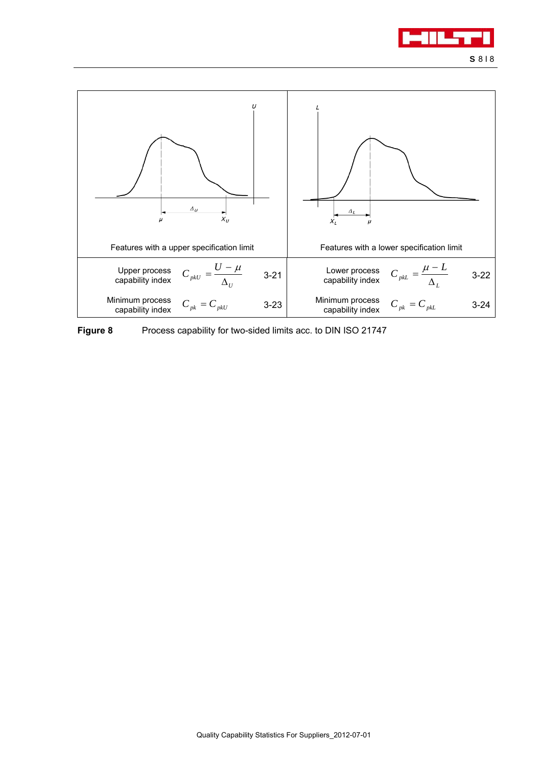U

$\mu$ $\Delta_U$ $X_U$

Features with a upper specification limit

L

$X_L$ $\Delta_L$ $\mu$

Features with a lower specification limit

| | | | | | |
|---|---|---|---|---|---|
| Upper process capability index | $C_{pkU} = \dfrac{U - \mu}{\Delta_U}$ | 3-21 | Lower process capability index | $C_{pkL} = \dfrac{\mu - L}{\Delta_L}$ | 3-22 |
| Minimum process capability index | $C_{pk} = C_{pkU}$ | 3-23 | Minimum process capability index | $C_{pk} = C_{pkL}$ | 3-24 |

**Figure 8** Process capability for two-sided limits acc. to DIN ISO 21747